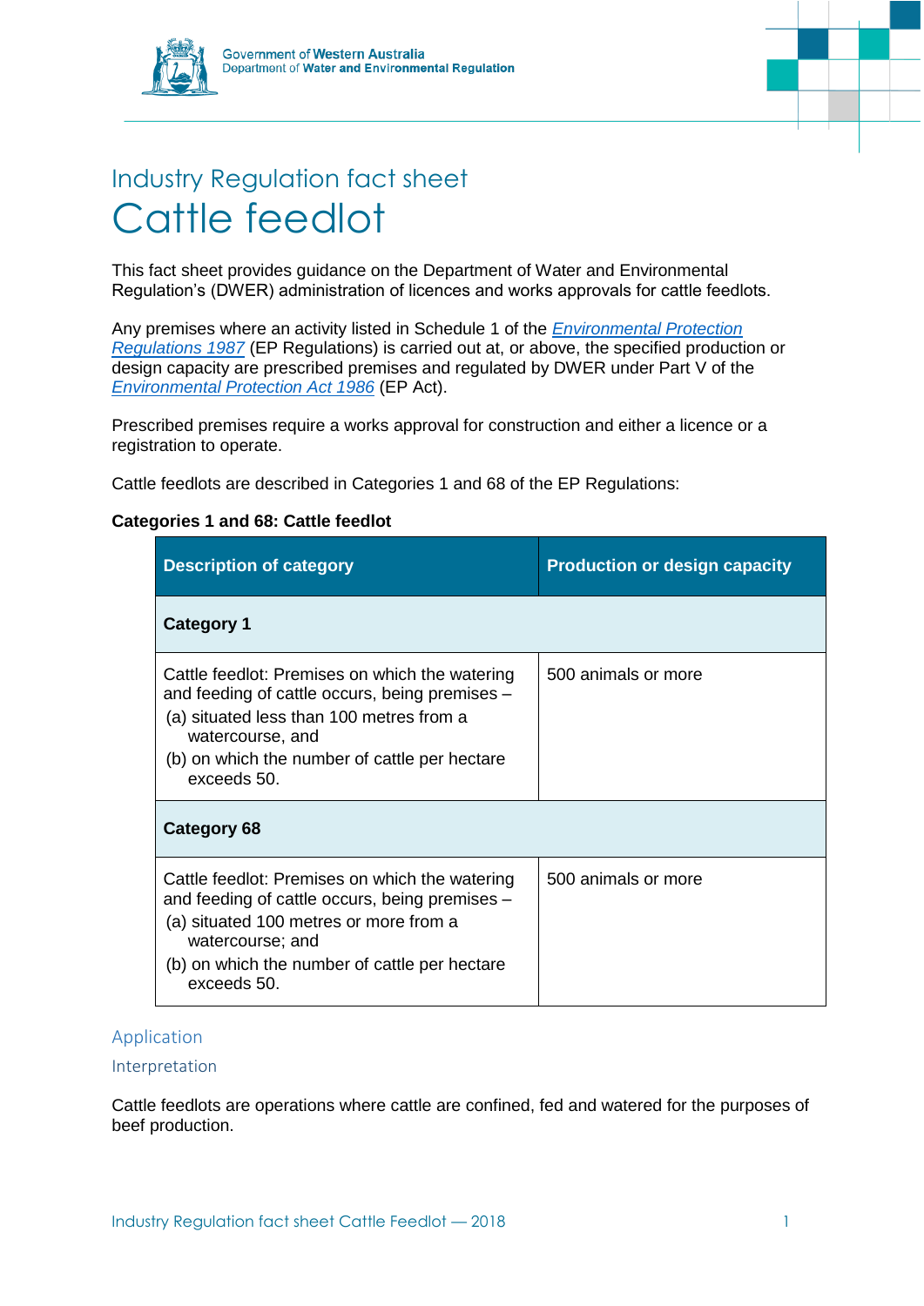Government of Western Australia
Department of Water and Environmental Regulation

## Industry Regulation fact sheet

# Cattle feedlot

This fact sheet provides guidance on the Department of Water and Environmental Regulation's (DWER) administration of licences and works approvals for cattle feedlots.

Any premises where an activity listed in Schedule 1 of the *Environmental Protection Regulations 1987* (EP Regulations) is carried out at, or above, the specified production or design capacity are prescribed premises and regulated by DWER under Part V of the *Environmental Protection Act 1986* (EP Act).

Prescribed premises require a works approval for construction and either a licence or a registration to operate.

Cattle feedlots are described in Categories 1 and 68 of the EP Regulations:

**Categories 1 and 68: Cattle feedlot**

| Description of category | Production or design capacity |
|---|---|
| **Category 1** | |
| Cattle feedlot: Premises on which the watering and feeding of cattle occurs, being premises – (a) situated less than 100 metres from a watercourse, and (b) on which the number of cattle per hectare exceeds 50. | 500 animals or more |
| **Category 68** | |
| Cattle feedlot: Premises on which the watering and feeding of cattle occurs, being premises – (a) situated 100 metres or more from a watercourse; and (b) on which the number of cattle per hectare exceeds 50. | 500 animals or more |

## Application

### Interpretation

Cattle feedlots are operations where cattle are confined, fed and watered for the purposes of beef production.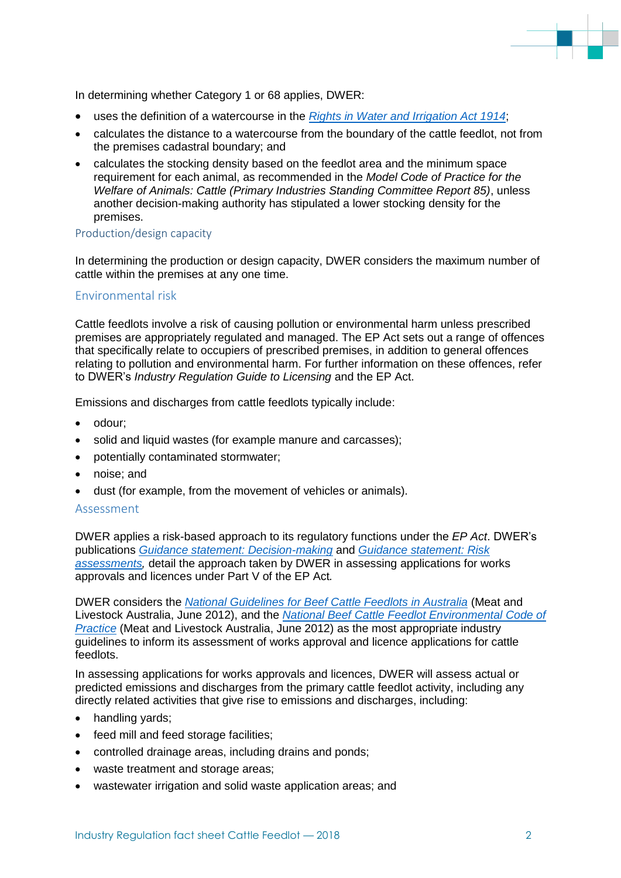In determining whether Category 1 or 68 applies, DWER:

- uses the definition of a watercourse in the [*Rights in Water and Irrigation Act 1914*];
- calculates the distance to a watercourse from the boundary of the cattle feedlot, not from the premises cadastral boundary; and
- calculates the stocking density based on the feedlot area and the minimum space requirement for each animal, as recommended in the *Model Code of Practice for the Welfare of Animals: Cattle (Primary Industries Standing Committee Report 85)*, unless another decision-making authority has stipulated a lower stocking density for the premises.

## Production/design capacity

In determining the production or design capacity, DWER considers the maximum number of cattle within the premises at any one time.

## Environmental risk

Cattle feedlots involve a risk of causing pollution or environmental harm unless prescribed premises are appropriately regulated and managed. The EP Act sets out a range of offences that specifically relate to occupiers of prescribed premises, in addition to general offences relating to pollution and environmental harm. For further information on these offences, refer to DWER's *Industry Regulation Guide to Licensing* and the EP Act.

Emissions and discharges from cattle feedlots typically include:

- odour;
- solid and liquid wastes (for example manure and carcasses);
- potentially contaminated stormwater;
- noise; and
- dust (for example, from the movement of vehicles or animals).

## Assessment

DWER applies a risk-based approach to its regulatory functions under the *EP Act*. DWER's publications [*Guidance statement: Decision-making*] and [*Guidance statement: Risk assessments*], detail the approach taken by DWER in assessing applications for works approvals and licences under Part V of the EP Act.

DWER considers the [*National Guidelines for Beef Cattle Feedlots in Australia*] (Meat and Livestock Australia, June 2012), and the [*National Beef Cattle Feedlot Environmental Code of Practice*] (Meat and Livestock Australia, June 2012) as the most appropriate industry guidelines to inform its assessment of works approval and licence applications for cattle feedlots.

In assessing applications for works approvals and licences, DWER will assess actual or predicted emissions and discharges from the primary cattle feedlot activity, including any directly related activities that give rise to emissions and discharges, including:

- handling yards;
- feed mill and feed storage facilities;
- controlled drainage areas, including drains and ponds;
- waste treatment and storage areas;
- wastewater irrigation and solid waste application areas; and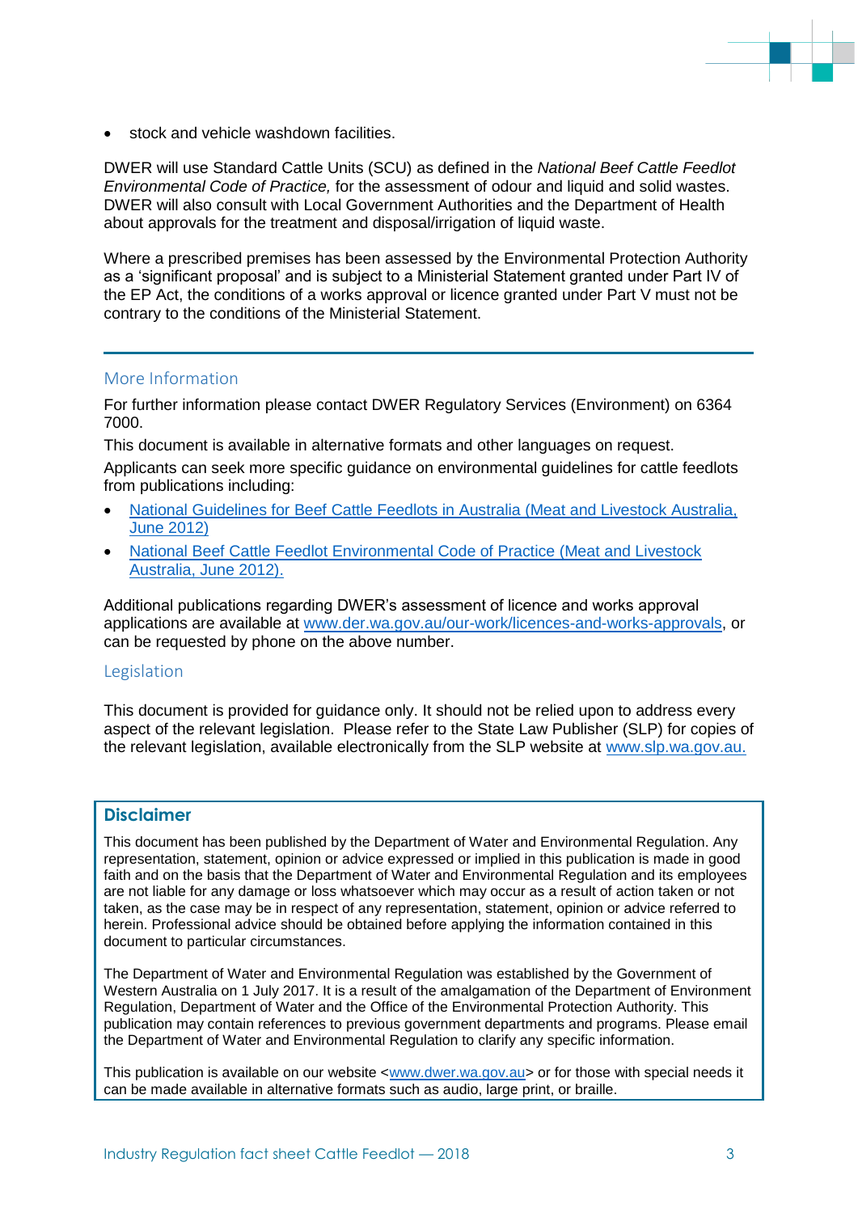- stock and vehicle washdown facilities.

DWER will use Standard Cattle Units (SCU) as defined in the *National Beef Cattle Feedlot Environmental Code of Practice,* for the assessment of odour and liquid and solid wastes. DWER will also consult with Local Government Authorities and the Department of Health about approvals for the treatment and disposal/irrigation of liquid waste.

Where a prescribed premises has been assessed by the Environmental Protection Authority as a 'significant proposal' and is subject to a Ministerial Statement granted under Part IV of the EP Act, the conditions of a works approval or licence granted under Part V must not be contrary to the conditions of the Ministerial Statement.

## More Information

For further information please contact DWER Regulatory Services (Environment) on 6364 7000.

This document is available in alternative formats and other languages on request.

Applicants can seek more specific guidance on environmental guidelines for cattle feedlots from publications including:

- National Guidelines for Beef Cattle Feedlots in Australia (Meat and Livestock Australia, June 2012)
- National Beef Cattle Feedlot Environmental Code of Practice (Meat and Livestock Australia, June 2012).

Additional publications regarding DWER's assessment of licence and works approval applications are available at www.der.wa.gov.au/our-work/licences-and-works-approvals, or can be requested by phone on the above number.

## Legislation

This document is provided for guidance only. It should not be relied upon to address every aspect of the relevant legislation. Please refer to the State Law Publisher (SLP) for copies of the relevant legislation, available electronically from the SLP website at www.slp.wa.gov.au.

## Disclaimer

This document has been published by the Department of Water and Environmental Regulation. Any representation, statement, opinion or advice expressed or implied in this publication is made in good faith and on the basis that the Department of Water and Environmental Regulation and its employees are not liable for any damage or loss whatsoever which may occur as a result of action taken or not taken, as the case may be in respect of any representation, statement, opinion or advice referred to herein. Professional advice should be obtained before applying the information contained in this document to particular circumstances.

The Department of Water and Environmental Regulation was established by the Government of Western Australia on 1 July 2017. It is a result of the amalgamation of the Department of Environment Regulation, Department of Water and the Office of the Environmental Protection Authority. This publication may contain references to previous government departments and programs. Please email the Department of Water and Environmental Regulation to clarify any specific information.

This publication is available on our website <www.dwer.wa.gov.au> or for those with special needs it can be made available in alternative formats such as audio, large print, or braille.